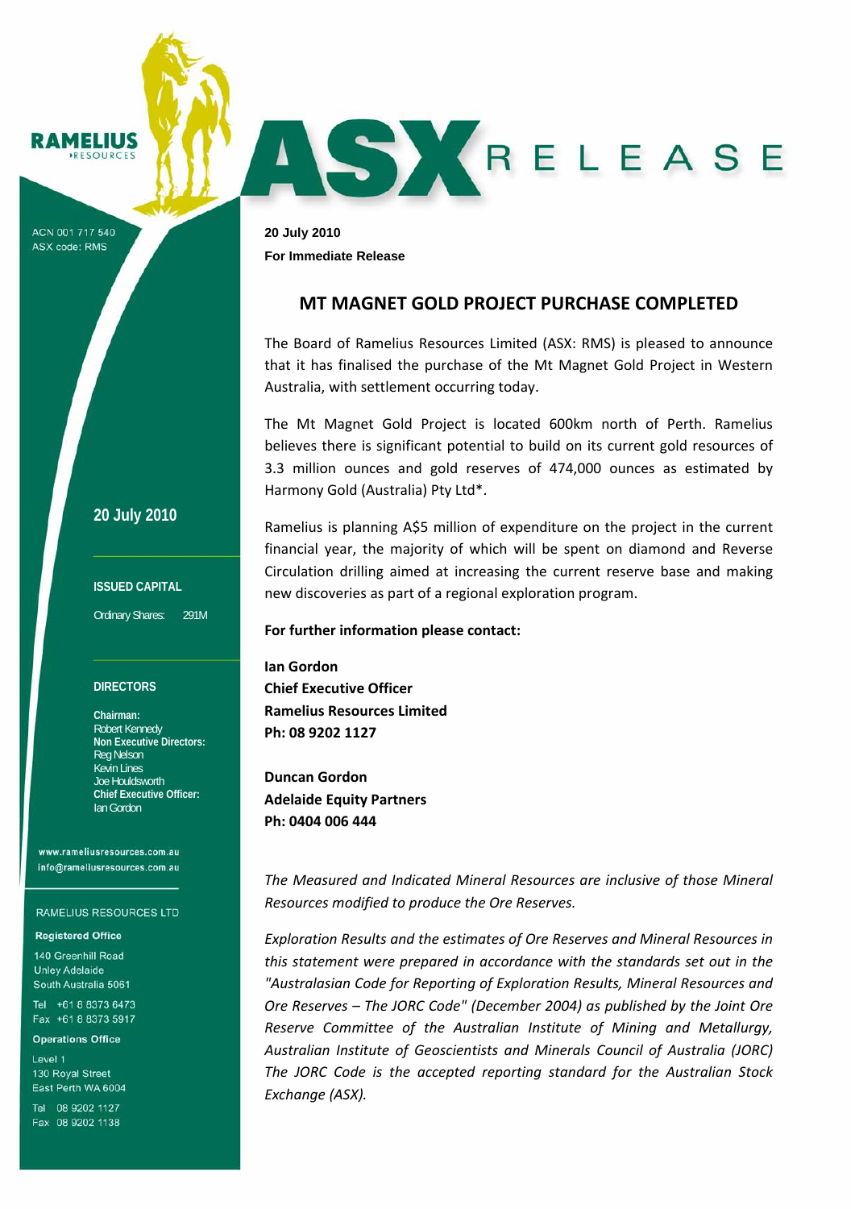RAMELIUS RESOURCES

ACN 001 717 540
ASX code: RMS

# ASX RELEASE

**20 July 2010**
**For Immediate Release**

## MT MAGNET GOLD PROJECT PURCHASE COMPLETED

The Board of Ramelius Resources Limited (ASX: RMS) is pleased to announce that it has finalised the purchase of the Mt Magnet Gold Project in Western Australia, with settlement occurring today.

The Mt Magnet Gold Project is located 600km north of Perth. Ramelius believes there is significant potential to build on its current gold resources of 3.3 million ounces and gold reserves of 474,000 ounces as estimated by Harmony Gold (Australia) Pty Ltd*.

Ramelius is planning A$5 million of expenditure on the project in the current financial year, the majority of which will be spent on diamond and Reverse Circulation drilling aimed at increasing the current reserve base and making new discoveries as part of a regional exploration program.

**For further information please contact:**

**Ian Gordon**
**Chief Executive Officer**
**Ramelius Resources Limited**
**Ph: 08 9202 1127**

**Duncan Gordon**
**Adelaide Equity Partners**
**Ph: 0404 006 444**

*The Measured and Indicated Mineral Resources are inclusive of those Mineral Resources modified to produce the Ore Reserves.*

*Exploration Results and the estimates of Ore Reserves and Mineral Resources in this statement were prepared in accordance with the standards set out in the "Australasian Code for Reporting of Exploration Results, Mineral Resources and Ore Reserves – The JORC Code" (December 2004) as published by the Joint Ore Reserve Committee of the Australian Institute of Mining and Metallurgy, Australian Institute of Geoscientists and Minerals Council of Australia (JORC) The JORC Code is the accepted reporting standard for the Australian Stock Exchange (ASX).*

---

**20 July 2010**

**ISSUED CAPITAL**

Ordinary Shares: 291M

**DIRECTORS**

**Chairman:**
Robert Kennedy
**Non Executive Directors:**
Reg Nelson
Kevin Lines
Joe Houldsworth
**Chief Executive Officer:**
Ian Gordon

www.rameliusresources.com.au
info@rameliusresources.com.au

RAMELIUS RESOURCES LTD

**Registered Office**
140 Greenhill Road
Unley Adelaide
South Australia 5061

Tel +61 8 8373 6473
Fax +61 8 8373 5917

**Operations Office**
Level 1
130 Royal Street
East Perth WA 6004

Tel 08 9202 1127
Fax 08 9202 1138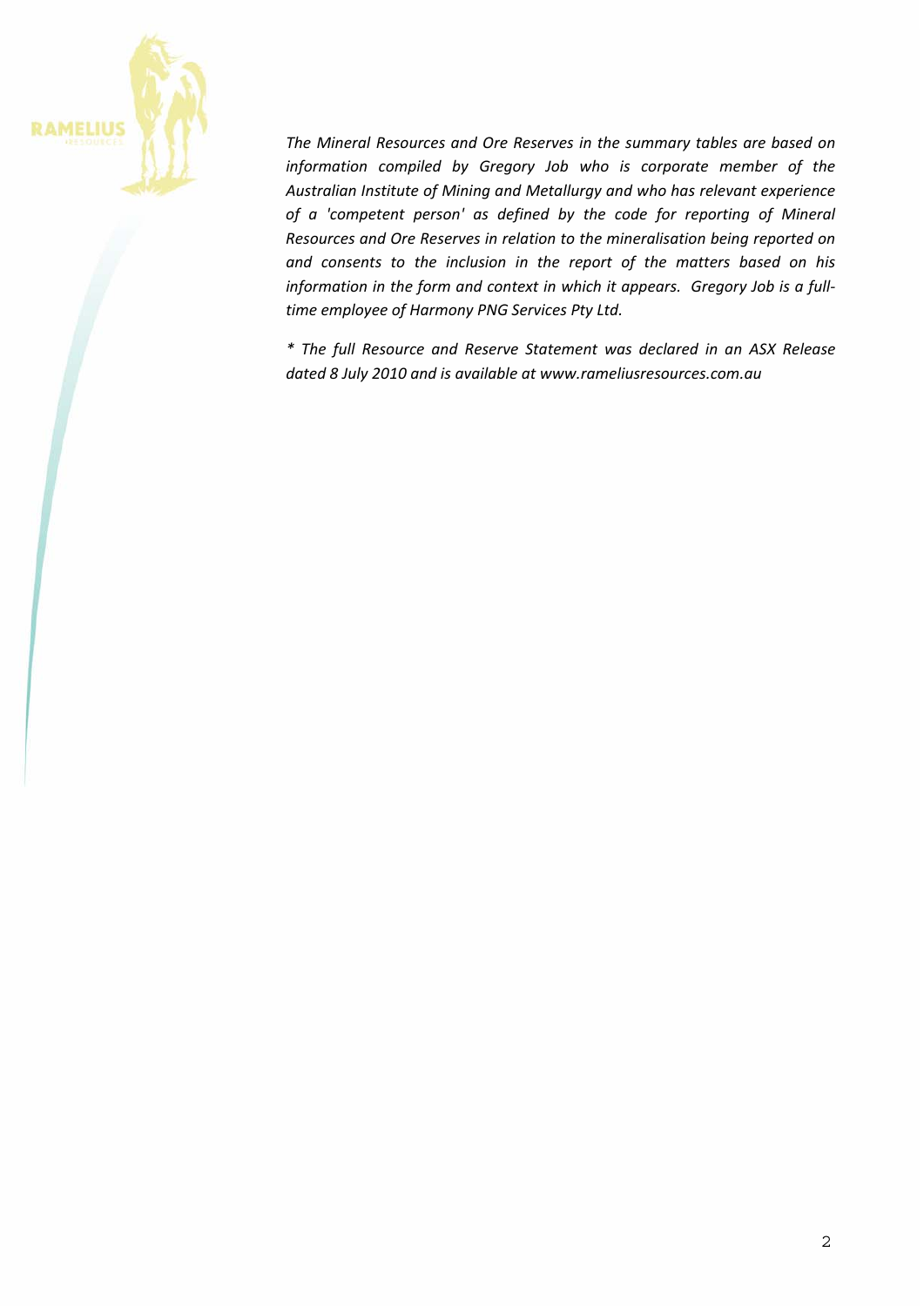*The Mineral Resources and Ore Reserves in the summary tables are based on information compiled by Gregory Job who is corporate member of the Australian Institute of Mining and Metallurgy and who has relevant experience of a 'competent person' as defined by the code for reporting of Mineral Resources and Ore Reserves in relation to the mineralisation being reported on and consents to the inclusion in the report of the matters based on his information in the form and context in which it appears. Gregory Job is a full-time employee of Harmony PNG Services Pty Ltd.*

*\* The full Resource and Reserve Statement was declared in an ASX Release dated 8 July 2010 and is available at www.rameliusresources.com.au*